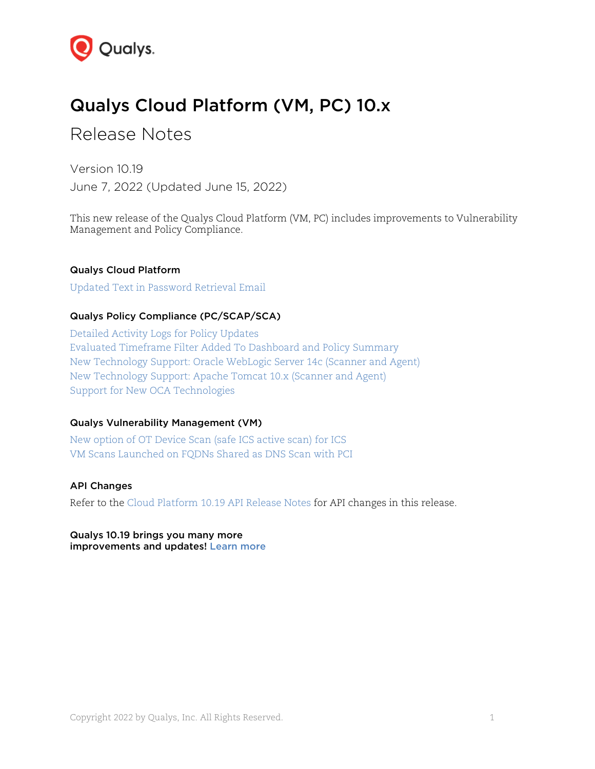# Qualys Cloud Platform (VM, PC) 10.x

## Release Notes

Version 10.19

June 7, 2022 (Updated June 15, 2022)

This new release of the Qualys Cloud Platform (VM, PC) includes improvements to Vulnerability Management and Policy Compliance.

### Qualys Cloud Platform

Updated Text in Password Retrieval Email

### Qualys Policy Compliance (PC/SCAP/SCA)

Detailed Activity Logs for Policy Updates
Evaluated Timeframe Filter Added To Dashboard and Policy Summary
New Technology Support: Oracle WebLogic Server 14c (Scanner and Agent)
New Technology Support: Apache Tomcat 10.x (Scanner and Agent)
Support for New OCA Technologies

### Qualys Vulnerability Management (VM)

New option of OT Device Scan (safe ICS active scan) for ICS
VM Scans Launched on FQDNs Shared as DNS Scan with PCI

### API Changes

Refer to the Cloud Platform 10.19 API Release Notes for API changes in this release.

**Qualys 10.19 brings you many more improvements and updates! Learn more**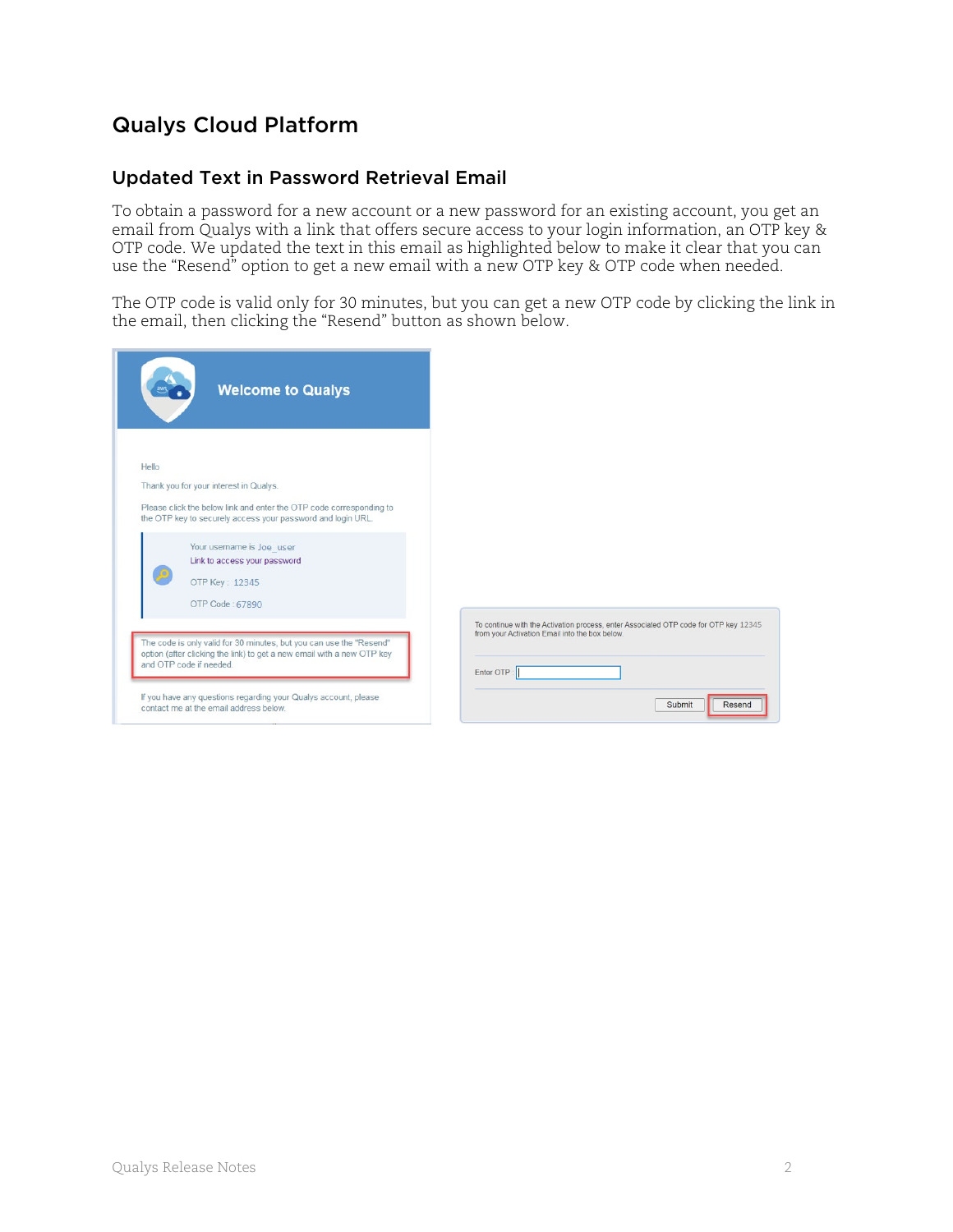# Qualys Cloud Platform

## Updated Text in Password Retrieval Email

To obtain a password for a new account or a new password for an existing account, you get an email from Qualys with a link that offers secure access to your login information, an OTP key & OTP code. We updated the text in this email as highlighted below to make it clear that you can use the “Resend” option to get a new email with a new OTP key & OTP code when needed.

The OTP code is valid only for 30 minutes, but you can get a new OTP code by clicking the link in the email, then clicking the “Resend” button as shown below.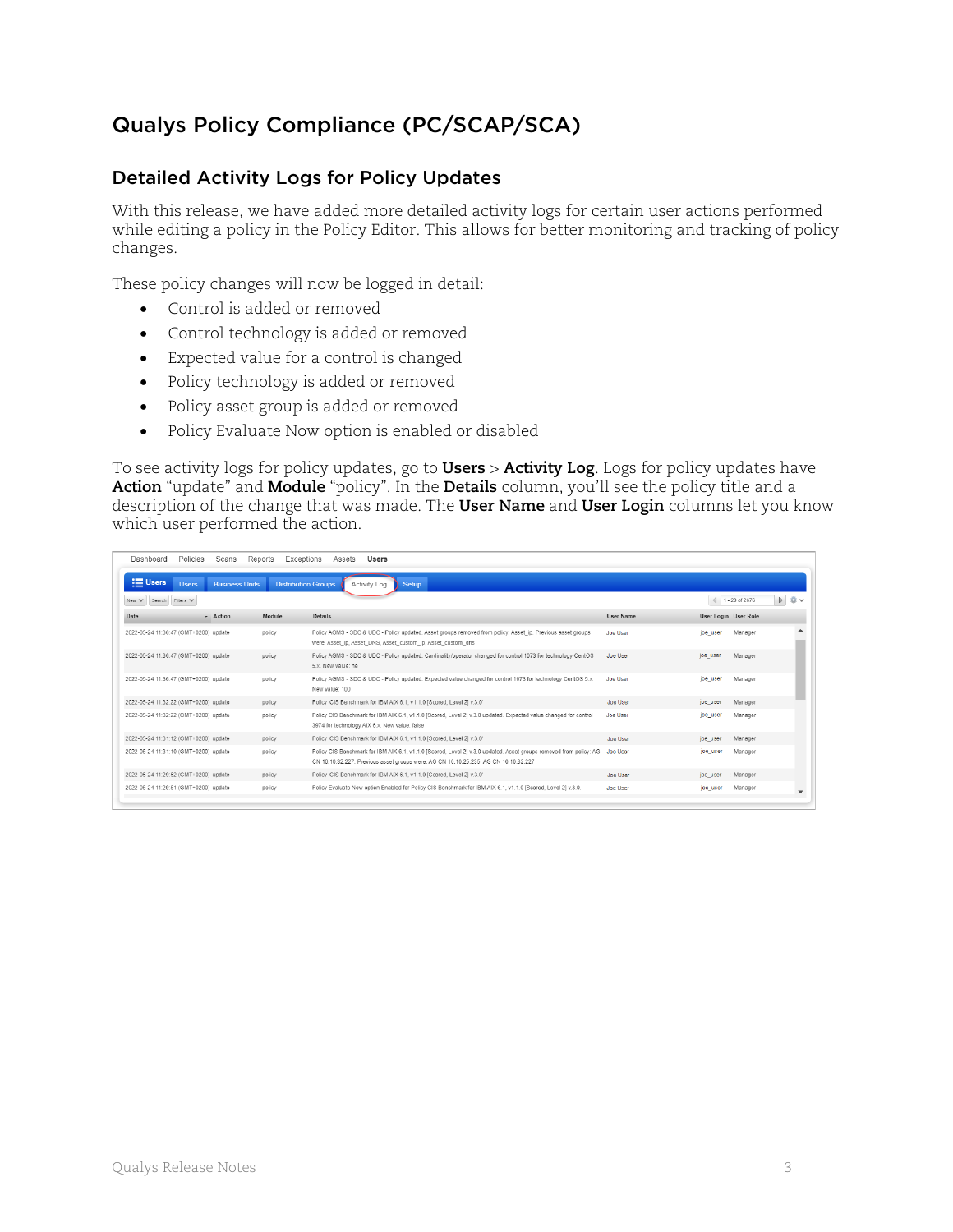# Qualys Policy Compliance (PC/SCAP/SCA)

## Detailed Activity Logs for Policy Updates

With this release, we have added more detailed activity logs for certain user actions performed while editing a policy in the Policy Editor. This allows for better monitoring and tracking of policy changes.

These policy changes will now be logged in detail:

- Control is added or removed
- Control technology is added or removed
- Expected value for a control is changed
- Policy technology is added or removed
- Policy asset group is added or removed
- Policy Evaluate Now option is enabled or disabled

To see activity logs for policy updates, go to **Users** > **Activity Log**. Logs for policy updates have **Action** "update" and **Module** "policy". In the **Details** column, you'll see the policy title and a description of the change that was made. The **User Name** and **User Login** columns let you know which user performed the action.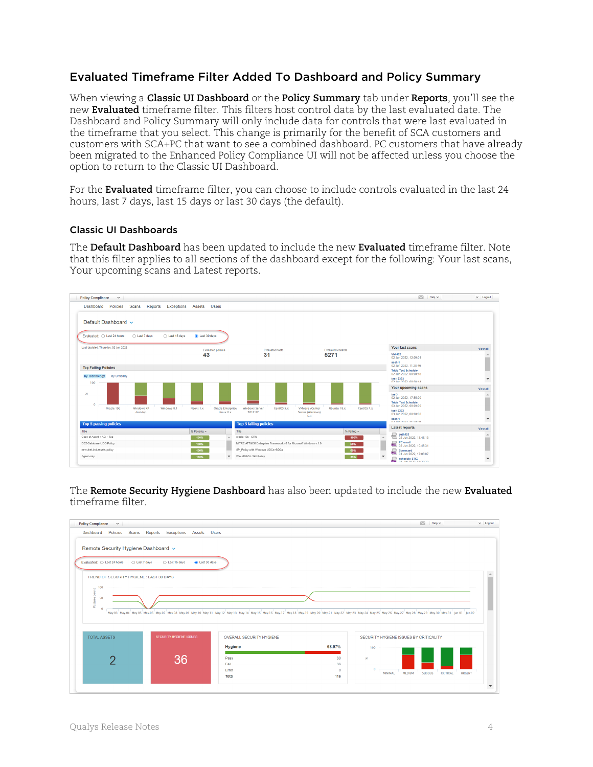## Evaluated Timeframe Filter Added To Dashboard and Policy Summary

When viewing a **Classic UI Dashboard** or the **Policy Summary** tab under **Reports**, you'll see the new **Evaluated** timeframe filter. This filters host control data by the last evaluated date. The Dashboard and Policy Summary will only include data for controls that were last evaluated in the timeframe that you select. This change is primarily for the benefit of SCA customers and customers with SCA+PC that want to see a combined dashboard. PC customers that have already been migrated to the Enhanced Policy Compliance UI will not be affected unless you choose the option to return to the Classic UI Dashboard.

For the **Evaluated** timeframe filter, you can choose to include controls evaluated in the last 24 hours, last 7 days, last 15 days or last 30 days (the default).

### Classic UI Dashboards

The **Default Dashboard** has been updated to include the new **Evaluated** timeframe filter. Note that this filter applies to all sections of the dashboard except for the following: Your last scans, Your upcoming scans and Latest reports.

The **Remote Security Hygiene Dashboard** has also been updated to include the new **Evaluated** timeframe filter.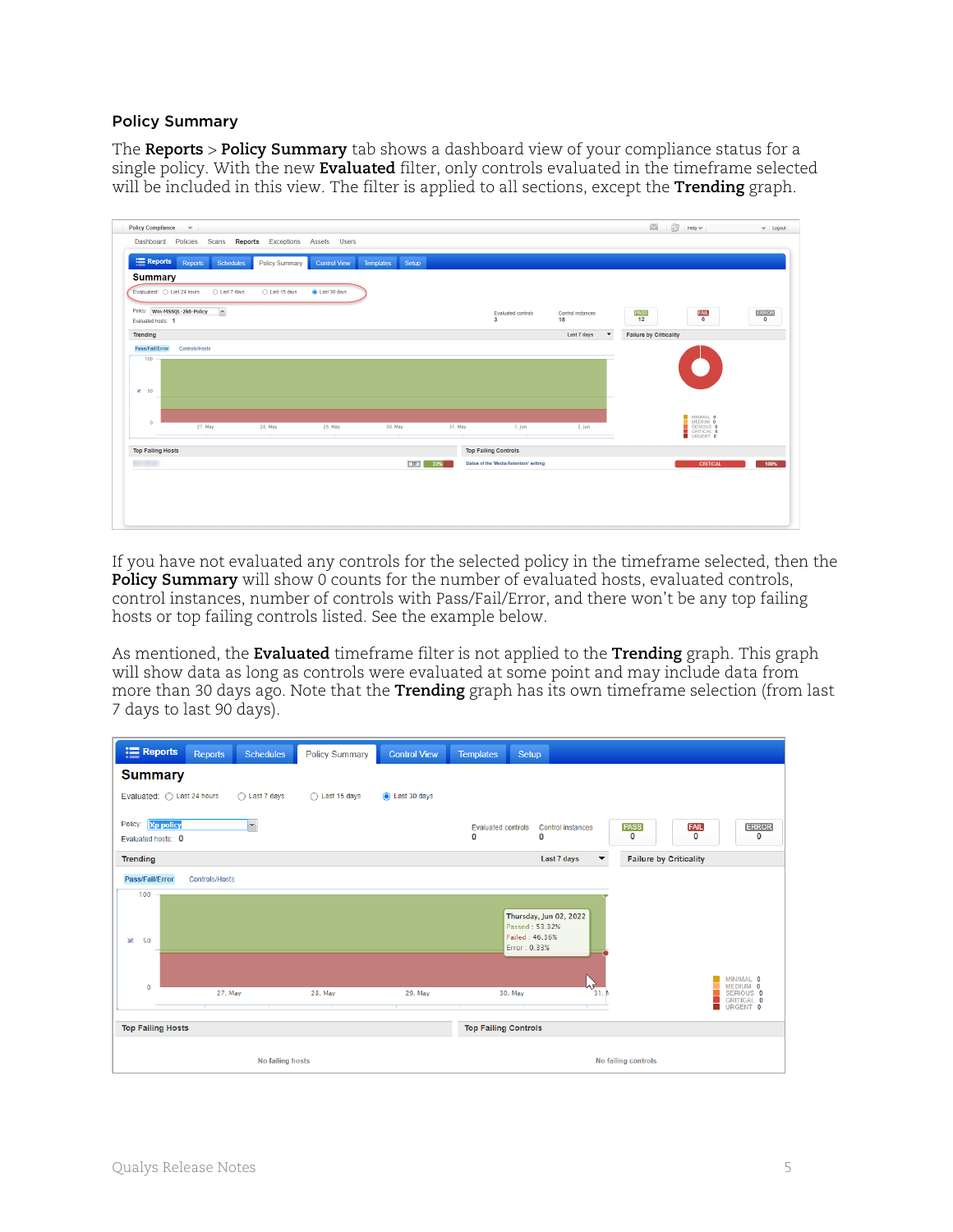### Policy Summary

The **Reports** > **Policy Summary** tab shows a dashboard view of your compliance status for a single policy. With the new **Evaluated** filter, only controls evaluated in the timeframe selected will be included in this view. The filter is applied to all sections, except the **Trending** graph.

If you have not evaluated any controls for the selected policy in the timeframe selected, then the **Policy Summary** will show 0 counts for the number of evaluated hosts, evaluated controls, control instances, number of controls with Pass/Fail/Error, and there won't be any top failing hosts or top failing controls listed. See the example below.

As mentioned, the **Evaluated** timeframe filter is not applied to the **Trending** graph. This graph will show data as long as controls were evaluated at some point and may include data from more than 30 days ago. Note that the **Trending** graph has its own timeframe selection (from last 7 days to last 90 days).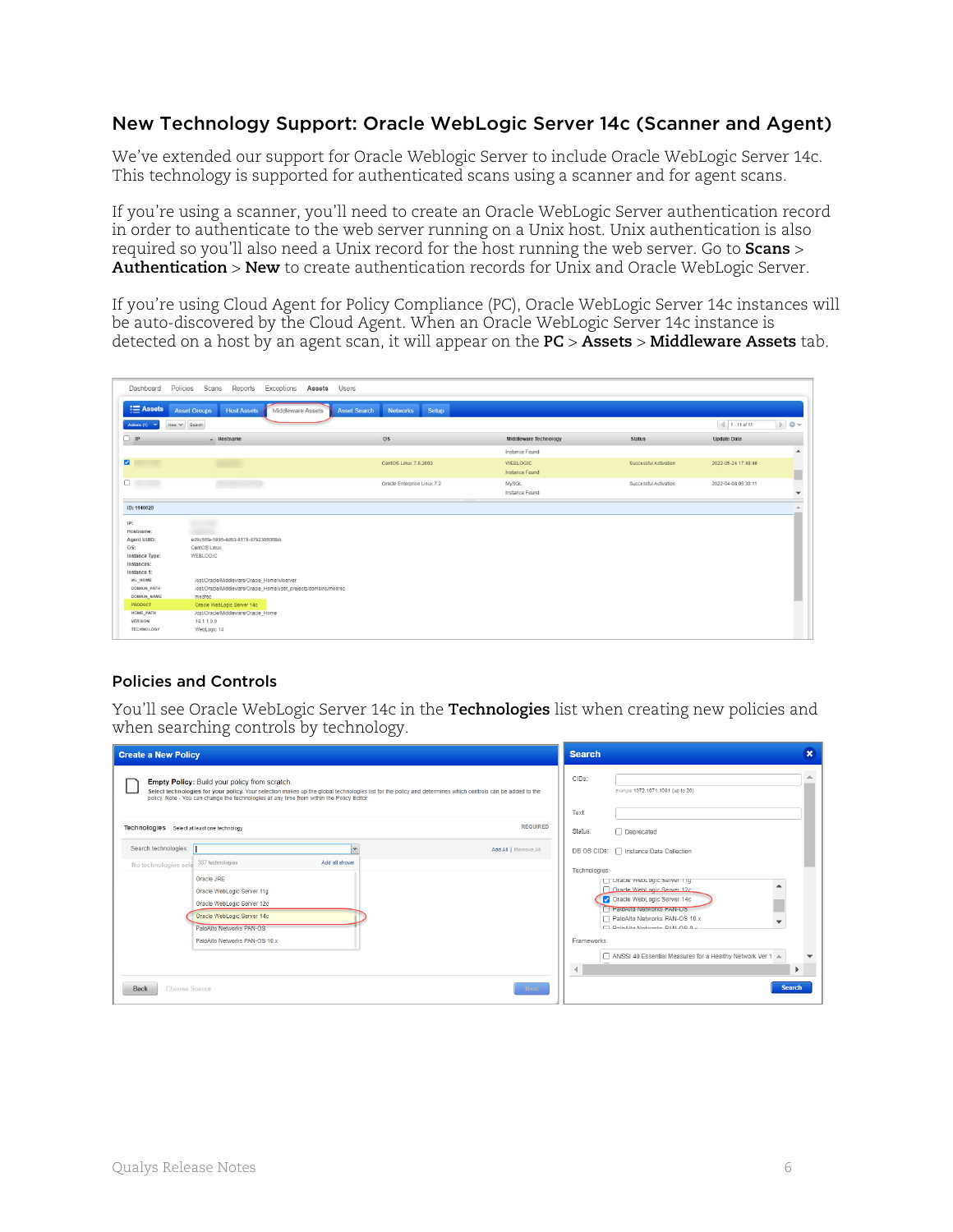## New Technology Support: Oracle WebLogic Server 14c (Scanner and Agent)

We've extended our support for Oracle Weblogic Server to include Oracle WebLogic Server 14c. This technology is supported for authenticated scans using a scanner and for agent scans.

If you're using a scanner, you'll need to create an Oracle WebLogic Server authentication record in order to authenticate to the web server running on a Unix host. Unix authentication is also required so you'll also need a Unix record for the host running the web server. Go to **Scans** > **Authentication** > **New** to create authentication records for Unix and Oracle WebLogic Server.

If you're using Cloud Agent for Policy Compliance (PC), Oracle WebLogic Server 14c instances will be auto-discovered by the Cloud Agent. When an Oracle WebLogic Server 14c instance is detected on a host by an agent scan, it will appear on the **PC** > **Assets** > **Middleware Assets** tab.

## Policies and Controls

You'll see Oracle WebLogic Server 14c in the **Technologies** list when creating new policies and when searching controls by technology.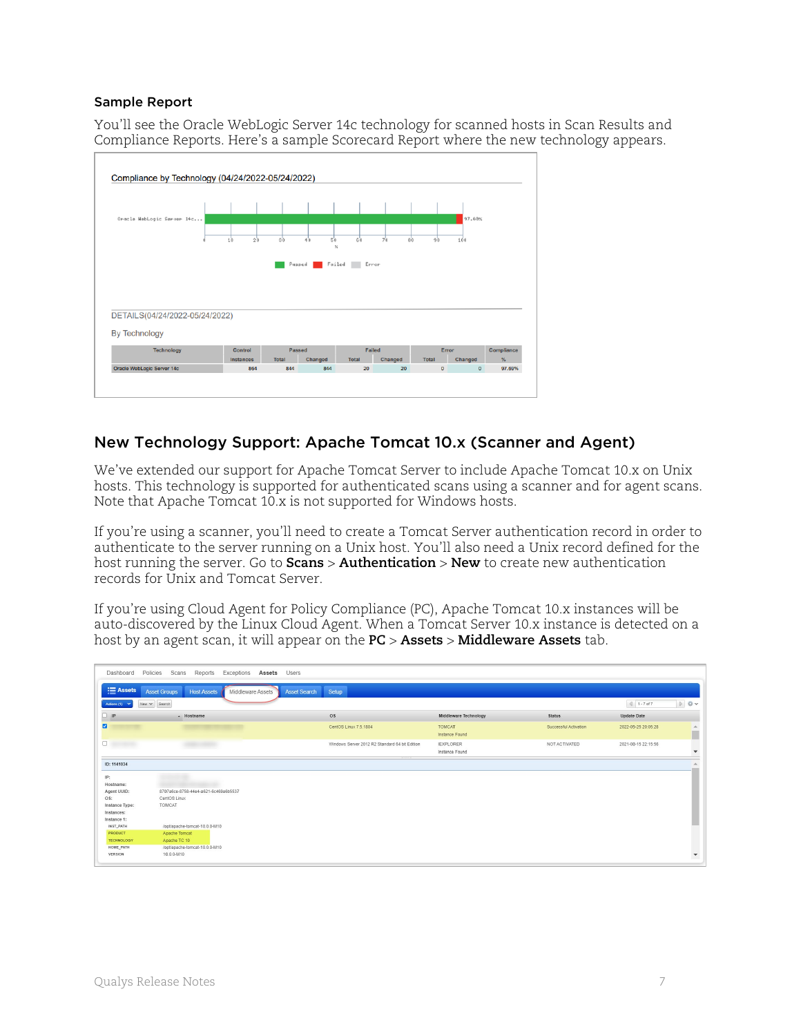### Sample Report

You'll see the Oracle WebLogic Server 14c technology for scanned hosts in Scan Results and Compliance Reports. Here's a sample Scorecard Report where the new technology appears.

## New Technology Support: Apache Tomcat 10.x (Scanner and Agent)

We've extended our support for Apache Tomcat Server to include Apache Tomcat 10.x on Unix hosts. This technology is supported for authenticated scans using a scanner and for agent scans. Note that Apache Tomcat 10.x is not supported for Windows hosts.

If you're using a scanner, you'll need to create a Tomcat Server authentication record in order to authenticate to the server running on a Unix host. You'll also need a Unix record defined for the host running the server. Go to **Scans** > **Authentication** > **New** to create new authentication records for Unix and Tomcat Server.

If you're using Cloud Agent for Policy Compliance (PC), Apache Tomcat 10.x instances will be auto-discovered by the Linux Cloud Agent. When a Tomcat Server 10.x instance is detected on a host by an agent scan, it will appear on the **PC** > **Assets** > **Middleware Assets** tab.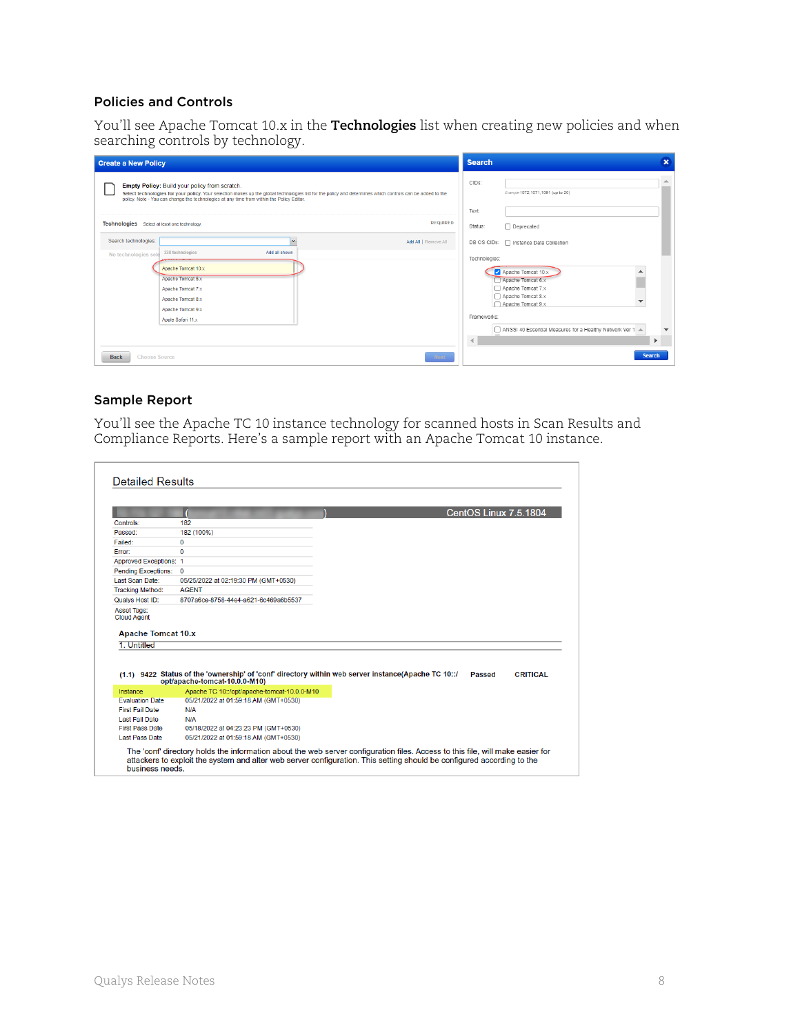## Policies and Controls

You'll see Apache Tomcat 10.x in the **Technologies** list when creating new policies and when searching controls by technology.

## Sample Report

You'll see the Apache TC 10 instance technology for scanned hosts in Scan Results and Compliance Reports. Here's a sample report with an Apache Tomcat 10 instance.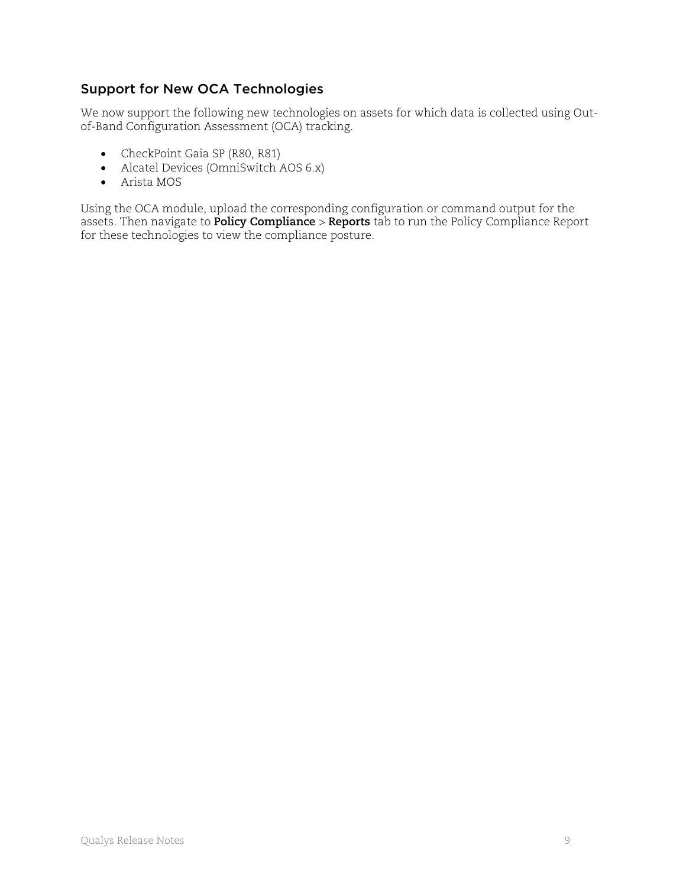## Support for New OCA Technologies

We now support the following new technologies on assets for which data is collected using Out-of-Band Configuration Assessment (OCA) tracking.

- CheckPoint Gaia SP (R80, R81)
- Alcatel Devices (OmniSwitch AOS 6.x)
- Arista MOS

Using the OCA module, upload the corresponding configuration or command output for the assets. Then navigate to **Policy Compliance** > **Reports** tab to run the Policy Compliance Report for these technologies to view the compliance posture.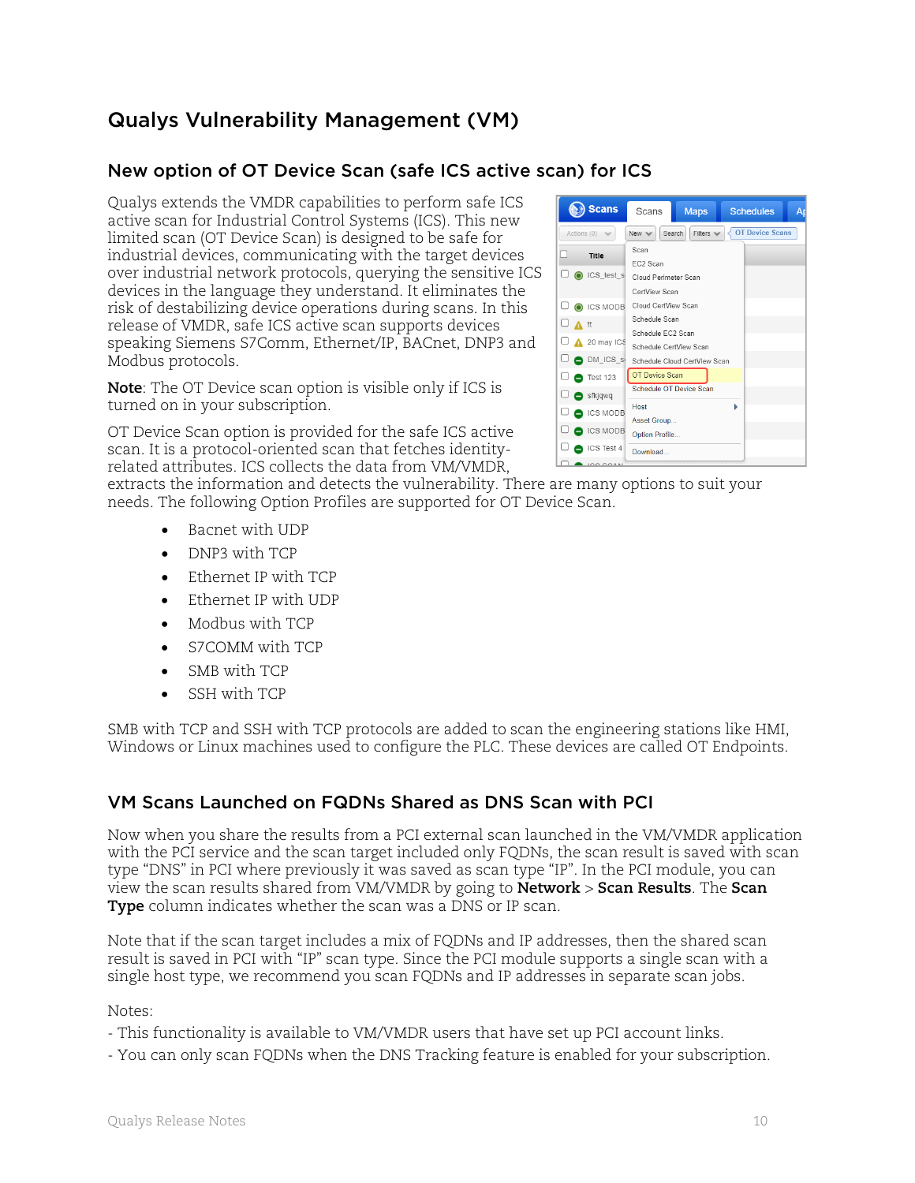# Qualys Vulnerability Management (VM)

## New option of OT Device Scan (safe ICS active scan) for ICS

Qualys extends the VMDR capabilities to perform safe ICS active scan for Industrial Control Systems (ICS). This new limited scan (OT Device Scan) is designed to be safe for industrial devices, communicating with the target devices over industrial network protocols, querying the sensitive ICS devices in the language they understand. It eliminates the risk of destabilizing device operations during scans. In this release of VMDR, safe ICS active scan supports devices speaking Siemens S7Comm, Ethernet/IP, BACnet, DNP3 and Modbus protocols.

**Note**: The OT Device scan option is visible only if ICS is turned on in your subscription.

OT Device Scan option is provided for the safe ICS active scan. It is a protocol-oriented scan that fetches identity-related attributes. ICS collects the data from VM/VMDR, extracts the information and detects the vulnerability. There are many options to suit your needs. The following Option Profiles are supported for OT Device Scan.

- Bacnet with UDP
- DNP3 with TCP
- Ethernet IP with TCP
- Ethernet IP with UDP
- Modbus with TCP
- S7COMM with TCP
- SMB with TCP
- SSH with TCP

SMB with TCP and SSH with TCP protocols are added to scan the engineering stations like HMI, Windows or Linux machines used to configure the PLC. These devices are called OT Endpoints.

## VM Scans Launched on FQDNs Shared as DNS Scan with PCI

Now when you share the results from a PCI external scan launched in the VM/VMDR application with the PCI service and the scan target included only FQDNs, the scan result is saved with scan type "DNS" in PCI where previously it was saved as scan type "IP". In the PCI module, you can view the scan results shared from VM/VMDR by going to **Network** > **Scan Results**. The **Scan Type** column indicates whether the scan was a DNS or IP scan.

Note that if the scan target includes a mix of FQDNs and IP addresses, then the shared scan result is saved in PCI with "IP" scan type. Since the PCI module supports a single scan with a single host type, we recommend you scan FQDNs and IP addresses in separate scan jobs.

Notes:
- This functionality is available to VM/VMDR users that have set up PCI account links.
- You can only scan FQDNs when the DNS Tracking feature is enabled for your subscription.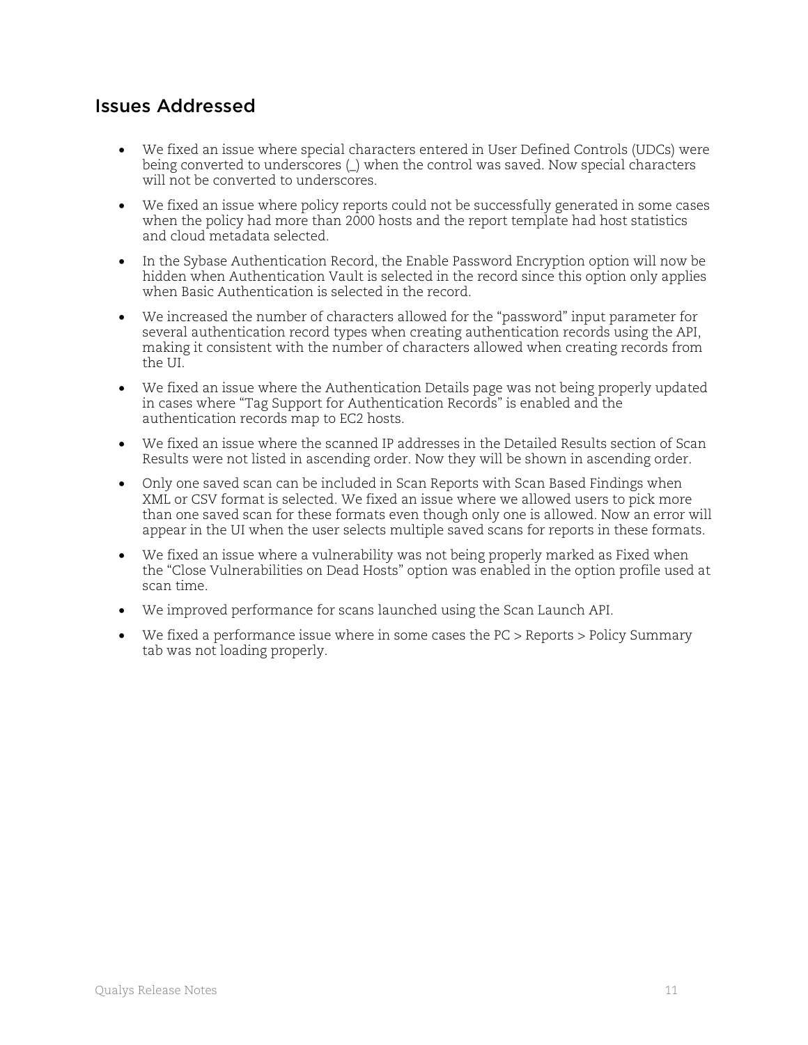## Issues Addressed

- We fixed an issue where special characters entered in User Defined Controls (UDCs) were being converted to underscores (_) when the control was saved. Now special characters will not be converted to underscores.
- We fixed an issue where policy reports could not be successfully generated in some cases when the policy had more than 2000 hosts and the report template had host statistics and cloud metadata selected.
- In the Sybase Authentication Record, the Enable Password Encryption option will now be hidden when Authentication Vault is selected in the record since this option only applies when Basic Authentication is selected in the record.
- We increased the number of characters allowed for the "password" input parameter for several authentication record types when creating authentication records using the API, making it consistent with the number of characters allowed when creating records from the UI.
- We fixed an issue where the Authentication Details page was not being properly updated in cases where "Tag Support for Authentication Records" is enabled and the authentication records map to EC2 hosts.
- We fixed an issue where the scanned IP addresses in the Detailed Results section of Scan Results were not listed in ascending order. Now they will be shown in ascending order.
- Only one saved scan can be included in Scan Reports with Scan Based Findings when XML or CSV format is selected. We fixed an issue where we allowed users to pick more than one saved scan for these formats even though only one is allowed. Now an error will appear in the UI when the user selects multiple saved scans for reports in these formats.
- We fixed an issue where a vulnerability was not being properly marked as Fixed when the "Close Vulnerabilities on Dead Hosts" option was enabled in the option profile used at scan time.
- We improved performance for scans launched using the Scan Launch API.
- We fixed a performance issue where in some cases the PC > Reports > Policy Summary tab was not loading properly.